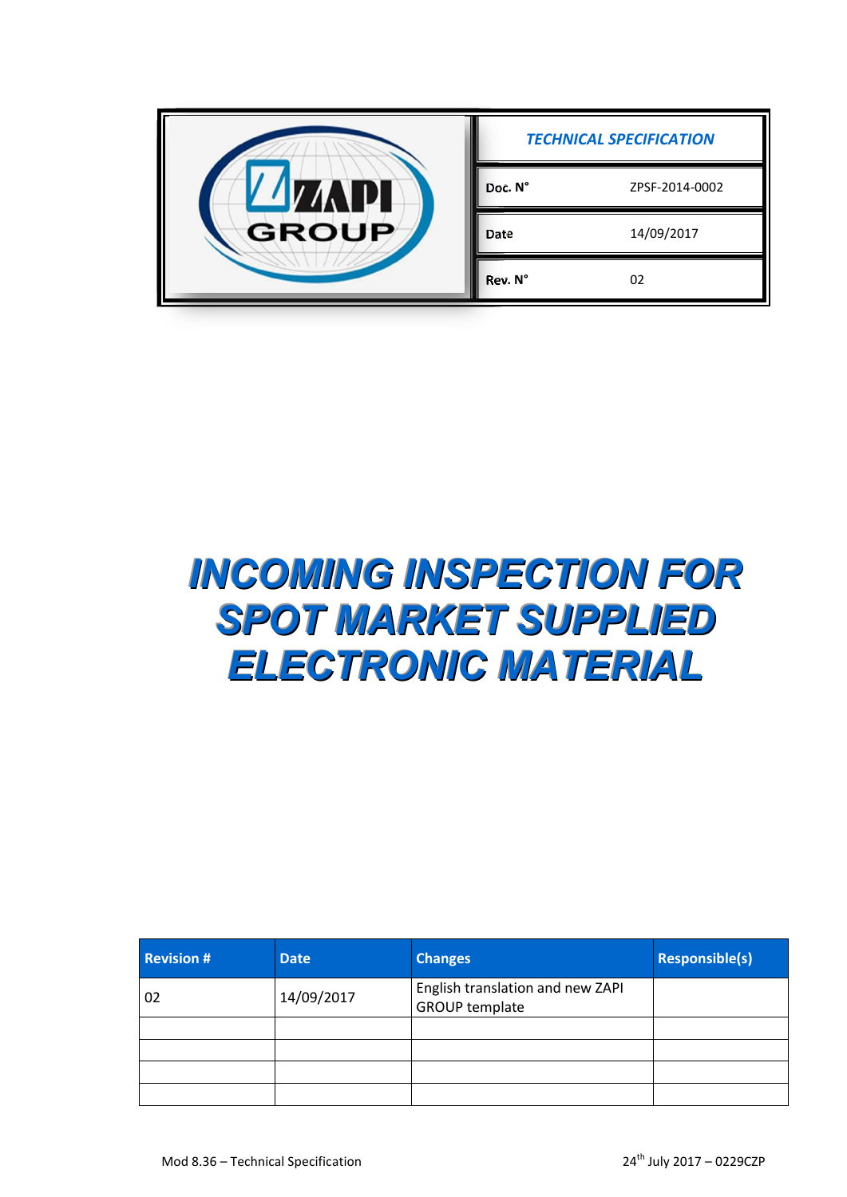| ZAPI GROUP | TECHNICAL SPECIFICATION |
|---|---|
| Doc. N° | ZPSF-2014-0002 |
| Date | 14/09/2017 |
| Rev. N° | 02 |

# INCOMING INSPECTION FOR SPOT MARKET SUPPLIED ELECTRONIC MATERIAL

| Revision # | Date | Changes | Responsible(s) |
|---|---|---|---|
| 02 | 14/09/2017 | English translation and new ZAPI GROUP template | |
| | | | |
| | | | |
| | | | |
| | | | |

Mod 8.36 – Technical Specification

24th July 2017 – 0229CZP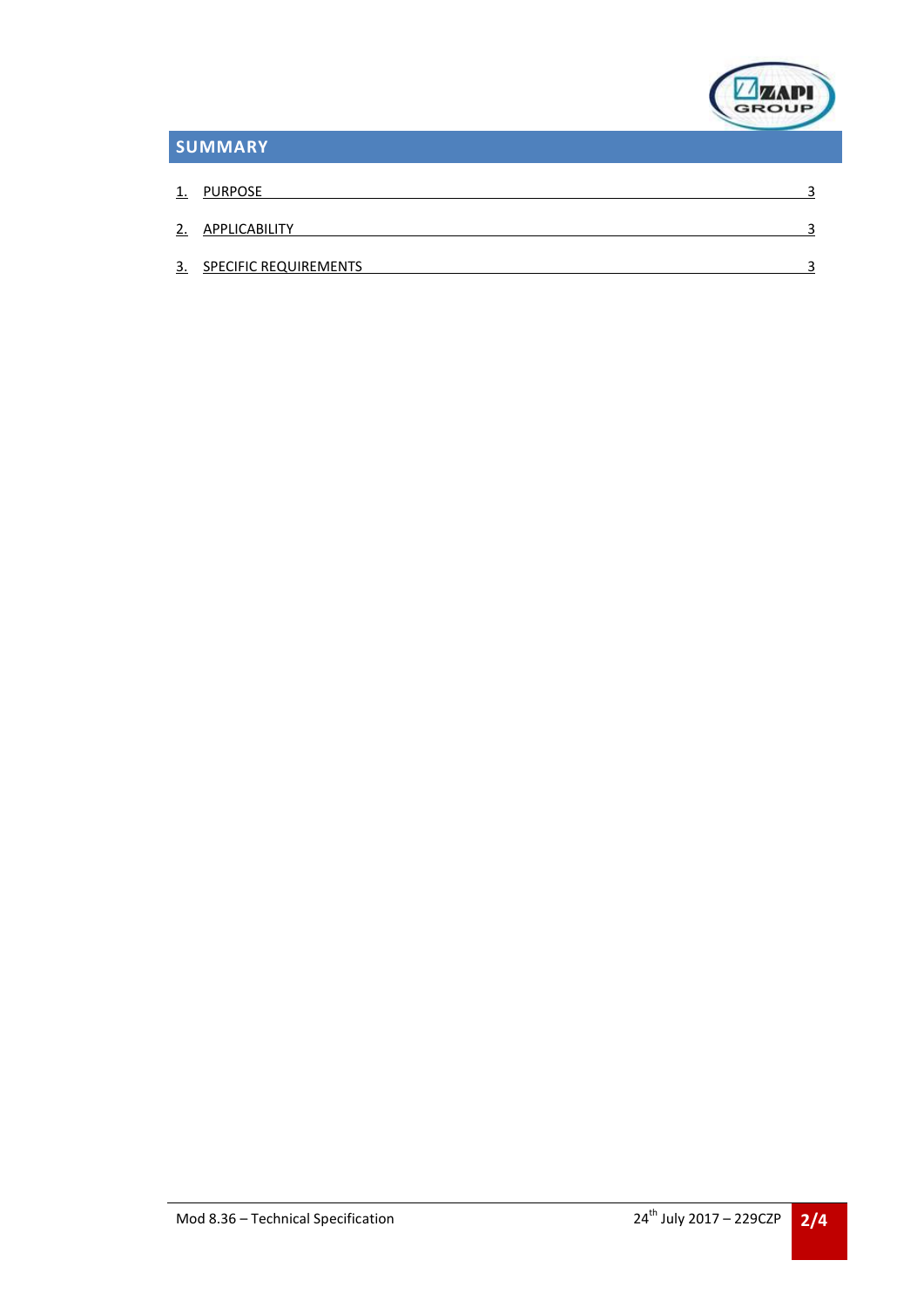## SUMMARY

1. PURPOSE 3
2. APPLICABILITY 3
3. SPECIFIC REQUIREMENTS 3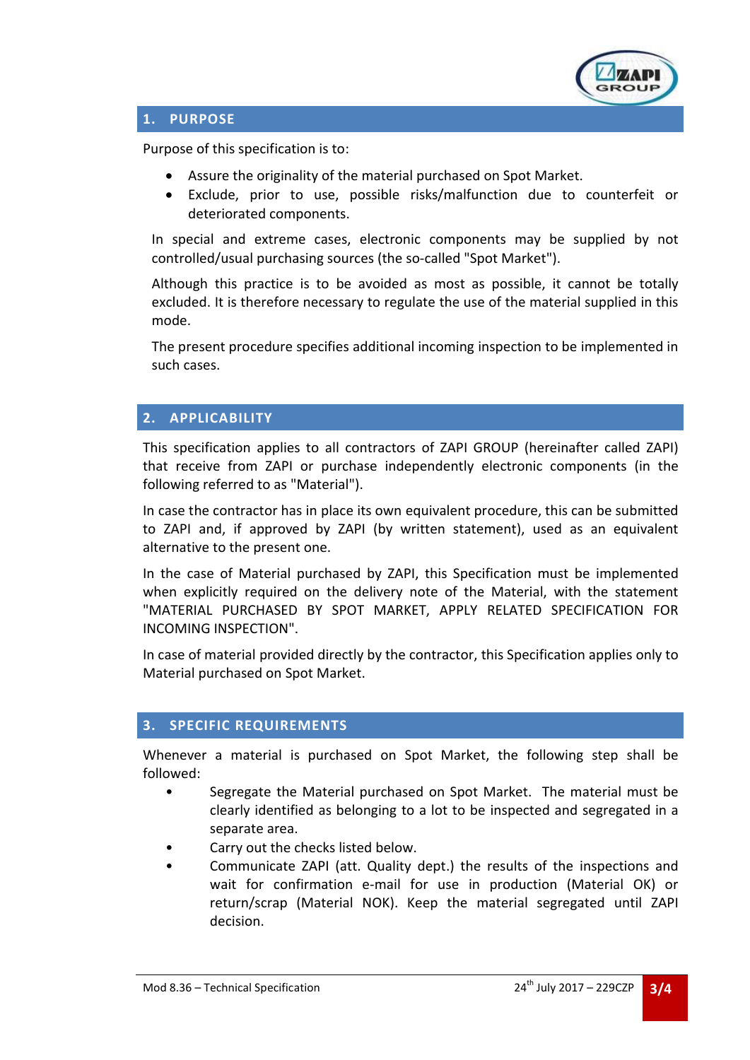## 1. PURPOSE

Purpose of this specification is to:

- Assure the originality of the material purchased on Spot Market.
- Exclude, prior to use, possible risks/malfunction due to counterfeit or deteriorated components.

In special and extreme cases, electronic components may be supplied by not controlled/usual purchasing sources (the so-called "Spot Market").

Although this practice is to be avoided as most as possible, it cannot be totally excluded. It is therefore necessary to regulate the use of the material supplied in this mode.

The present procedure specifies additional incoming inspection to be implemented in such cases.

## 2. APPLICABILITY

This specification applies to all contractors of ZAPI GROUP (hereinafter called ZAPI) that receive from ZAPI or purchase independently electronic components (in the following referred to as "Material").

In case the contractor has in place its own equivalent procedure, this can be submitted to ZAPI and, if approved by ZAPI (by written statement), used as an equivalent alternative to the present one.

In the case of Material purchased by ZAPI, this Specification must be implemented when explicitly required on the delivery note of the Material, with the statement "MATERIAL PURCHASED BY SPOT MARKET, APPLY RELATED SPECIFICATION FOR INCOMING INSPECTION".

In case of material provided directly by the contractor, this Specification applies only to Material purchased on Spot Market.

## 3. SPECIFIC REQUIREMENTS

Whenever a material is purchased on Spot Market, the following step shall be followed:

- Segregate the Material purchased on Spot Market. The material must be clearly identified as belonging to a lot to be inspected and segregated in a separate area.
- Carry out the checks listed below.
- Communicate ZAPI (att. Quality dept.) the results of the inspections and wait for confirmation e-mail for use in production (Material OK) or return/scrap (Material NOK). Keep the material segregated until ZAPI decision.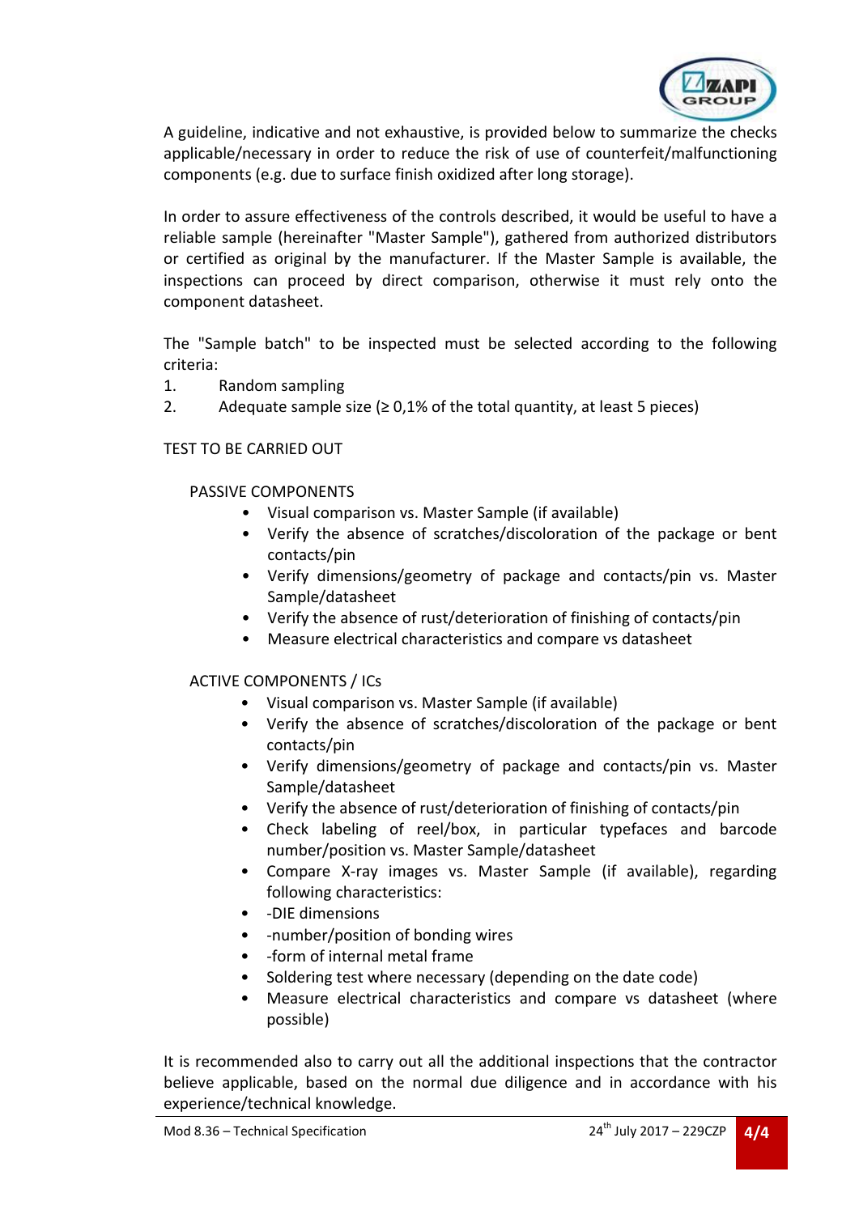A guideline, indicative and not exhaustive, is provided below to summarize the checks applicable/necessary in order to reduce the risk of use of counterfeit/malfunctioning components (e.g. due to surface finish oxidized after long storage).

In order to assure effectiveness of the controls described, it would be useful to have a reliable sample (hereinafter "Master Sample"), gathered from authorized distributors or certified as original by the manufacturer. If the Master Sample is available, the inspections can proceed by direct comparison, otherwise it must rely onto the component datasheet.

The "Sample batch" to be inspected must be selected according to the following criteria:

1. Random sampling
2. Adequate sample size (≥ 0,1% of the total quantity, at least 5 pieces)

TEST TO BE CARRIED OUT

PASSIVE COMPONENTS

- Visual comparison vs. Master Sample (if available)
- Verify the absence of scratches/discoloration of the package or bent contacts/pin
- Verify dimensions/geometry of package and contacts/pin vs. Master Sample/datasheet
- Verify the absence of rust/deterioration of finishing of contacts/pin
- Measure electrical characteristics and compare vs datasheet

ACTIVE COMPONENTS / ICs

- Visual comparison vs. Master Sample (if available)
- Verify the absence of scratches/discoloration of the package or bent contacts/pin
- Verify dimensions/geometry of package and contacts/pin vs. Master Sample/datasheet
- Verify the absence of rust/deterioration of finishing of contacts/pin
- Check labeling of reel/box, in particular typefaces and barcode number/position vs. Master Sample/datasheet
- Compare X-ray images vs. Master Sample (if available), regarding following characteristics:
- -DIE dimensions
- -number/position of bonding wires
- -form of internal metal frame
- Soldering test where necessary (depending on the date code)
- Measure electrical characteristics and compare vs datasheet (where possible)

It is recommended also to carry out all the additional inspections that the contractor believe applicable, based on the normal due diligence and in accordance with his experience/technical knowledge.